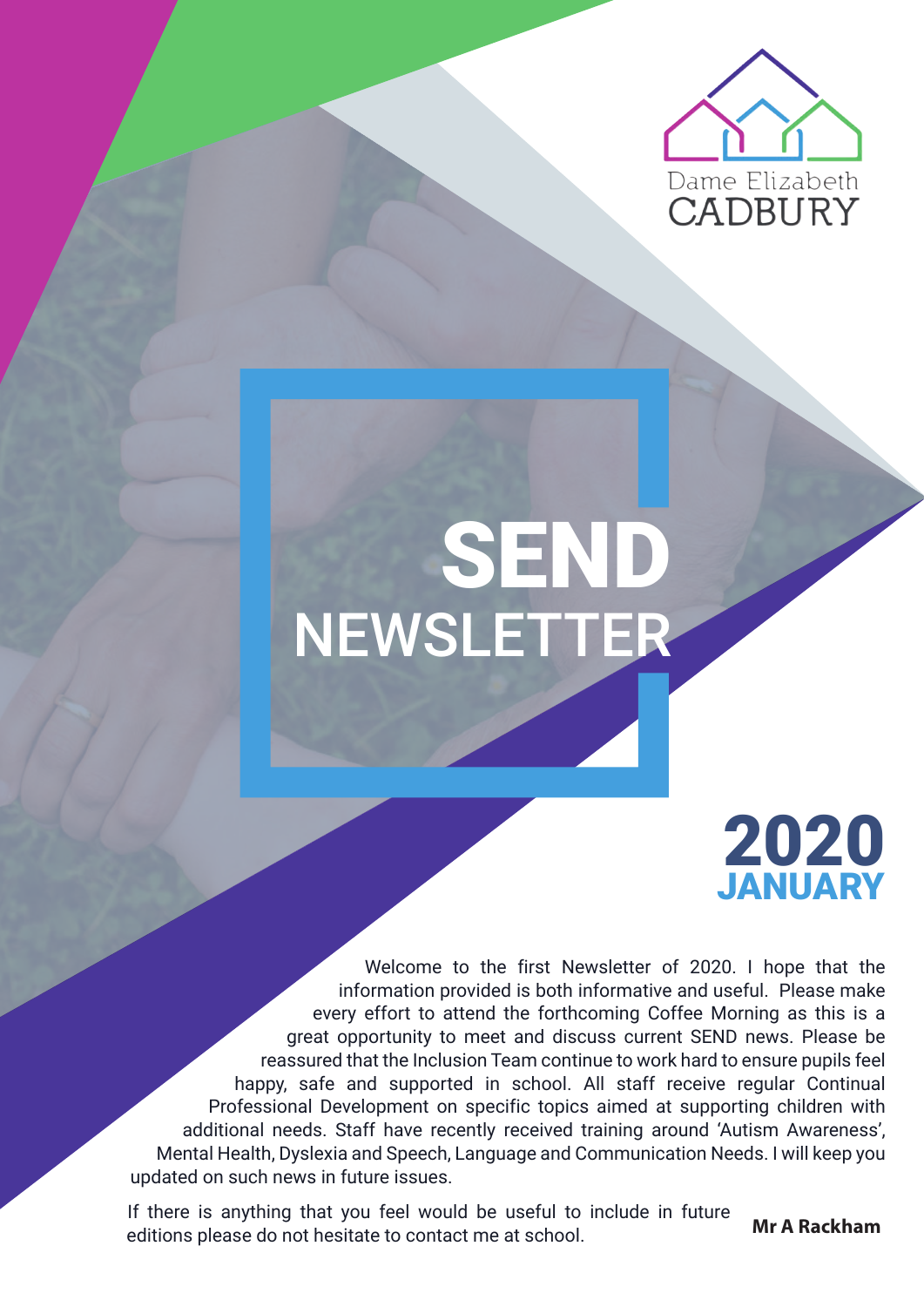Dame Elizabeth CADBURY

# SEND NEWSLETTER

## 2020 JANUARY

Welcome to the first Newsletter of 2020. I hope that the information provided is both informative and useful. Please make every effort to attend the forthcoming Coffee Morning as this is a great opportunity to meet and discuss current SEND news. Please be reassured that the Inclusion Team continue to work hard to ensure pupils feel happy, safe and supported in school. All staff receive regular Continual Professional Development on specific topics aimed at supporting children with additional needs. Staff have recently received training around 'Autism Awareness', Mental Health, Dyslexia and Speech, Language and Communication Needs. I will keep you updated on such news in future issues.

If there is anything that you feel would be useful to include in future editions please do not hesitate to contact me at school.

**Mr A Rackham**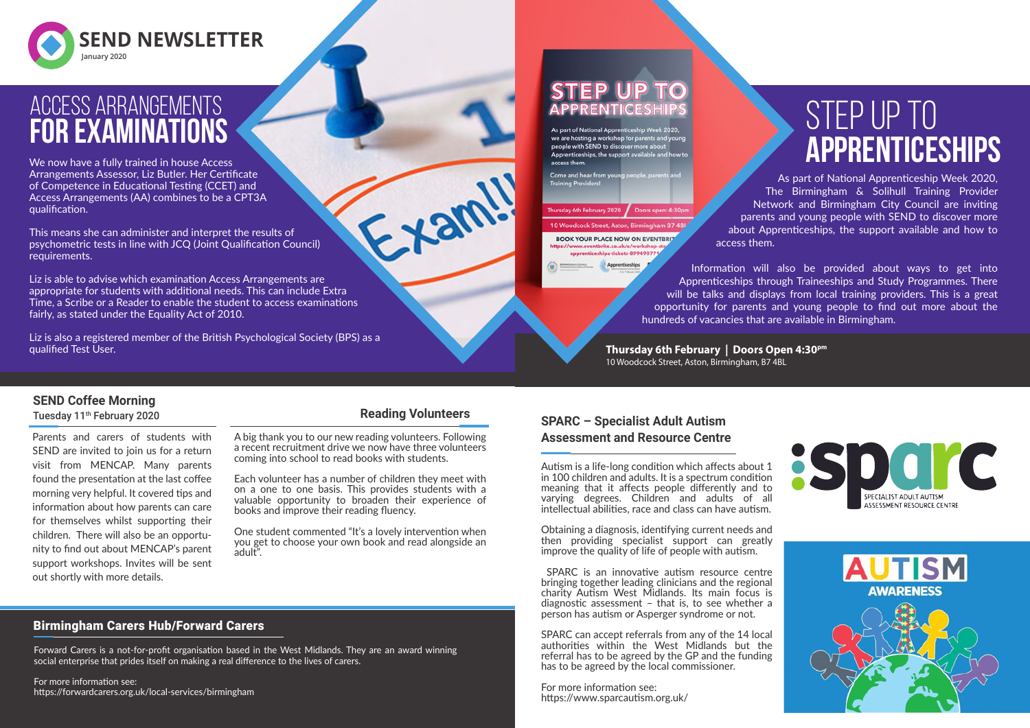# SEND NEWSLETTER

January 2020

## ACCESS ARRANGEMENTS FOR EXAMINATIONS

We now have a fully trained in house Access Arrangements Assessor, Liz Butler. Her Certificate of Competence in Educational Testing (CCET) and Access Arrangements (AA) combines to be a CPT3A qualification.

This means she can administer and interpret the results of psychometric tests in line with JCQ (Joint Qualification Council) requirements.

Liz is able to advise which examination Access Arrangements are appropriate for students with additional needs. This can include Extra Time, a Scribe or a Reader to enable the student to access examinations fairly, as stated under the Equality Act of 2010.

Liz is also a registered member of the British Psychological Society (BPS) as a qualified Test User.

## STEP UP TO APPRENTICESHIPS

As part of National Apprenticeship Week 2020, The Birmingham & Solihull Training Provider Network and Birmingham City Council are inviting parents and young people with SEND to discover more about Apprenticeships, the support available and how to access them.

Information will also be provided about ways to get into Apprenticeships through Traineeships and Study Programmes. There will be talks and displays from local training providers. This is a great opportunity for parents and young people to find out more about the hundreds of vacancies that are available in Birmingham.

**Thursday 6th February | Doors Open 4:30pm**
10 Woodcock Street, Aston, Birmingham, B7 4BL

### SEND Coffee Morning

Tuesday 11th February 2020

Parents and carers of students with SEND are invited to join us for a return visit from MENCAP. Many parents found the presentation at the last coffee morning very helpful. It covered tips and information about how parents can care for themselves whilst supporting their children. There will also be an opportunity to find out about MENCAP's parent support workshops. Invites will be sent out shortly with more details.

### Reading Volunteers

A big thank you to our new reading volunteers. Following a recent recruitment drive we now have three volunteers coming into school to read books with students.

Each volunteer has a number of children they meet with on a one to one basis. This provides students with a valuable opportunity to broaden their experience of books and improve their reading fluency.

One student commented "It's a lovely intervention when you get to choose your own book and read alongside an adult".

### Birmingham Carers Hub/Forward Carers

Forward Carers is a not-for-profit organisation based in the West Midlands. They are an award winning social enterprise that prides itself on making a real difference to the lives of carers.

For more information see:
https://forwardcarers.org.uk/local-services/birmingham

### SPARC – Specialist Adult Autism Assessment and Resource Centre

Autism is a life-long condition which affects about 1 in 100 children and adults. It is a spectrum condition meaning that it affects people differently and to varying degrees. Children and adults of all intellectual abilities, race and class can have autism.

Obtaining a diagnosis, identifying current needs and then providing specialist support can greatly improve the quality of life of people with autism.

SPARC is an innovative autism resource centre bringing together leading clinicians and the regional charity Autism West Midlands. Its main focus is diagnostic assessment – that is, to see whether a person has autism or Asperger syndrome or not.

SPARC can accept referrals from any of the 14 local authorities within the West Midlands but the referral has to be agreed by the GP and the funding has to be agreed by the local commissioner.

For more information see:
https://www.sparcautism.org.uk/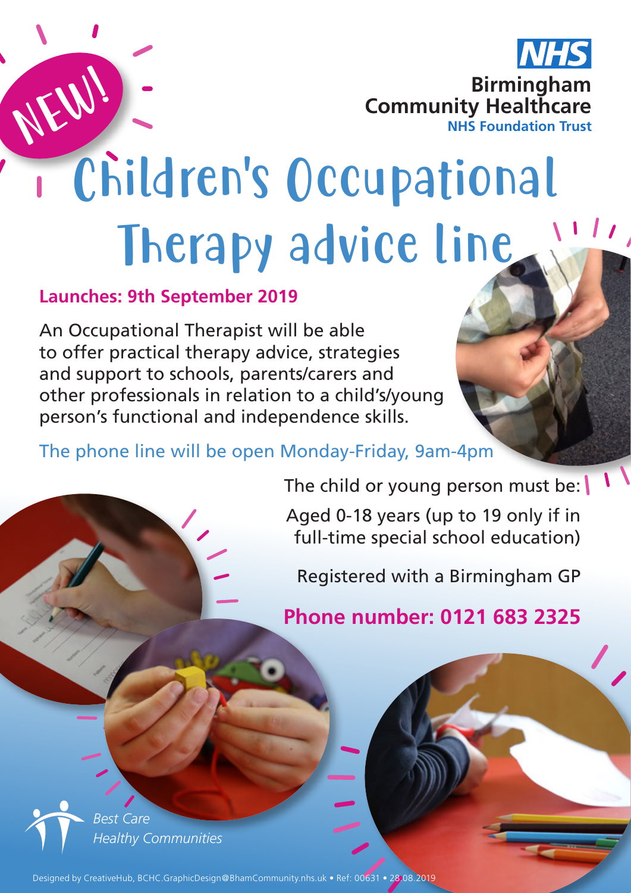NEW!

**NHS**

**Birmingham Community Healthcare**
**NHS Foundation Trust**

# Children's Occupational Therapy advice line

**Launches: 9th September 2019**

An Occupational Therapist will be able to offer practical therapy advice, strategies and support to schools, parents/carers and other professionals in relation to a child's/young person's functional and independence skills.

The phone line will be open Monday-Friday, 9am-4pm

The child or young person must be:

Aged 0-18 years (up to 19 only if in full-time special school education)

Registered with a Birmingham GP

**Phone number: 0121 683 2325**

*Best Care Healthy Communities*

Designed by CreativeHub, BCHC.GraphicDesign@BhamCommunity.nhs.uk • Ref: 00631 • 28.08.2019